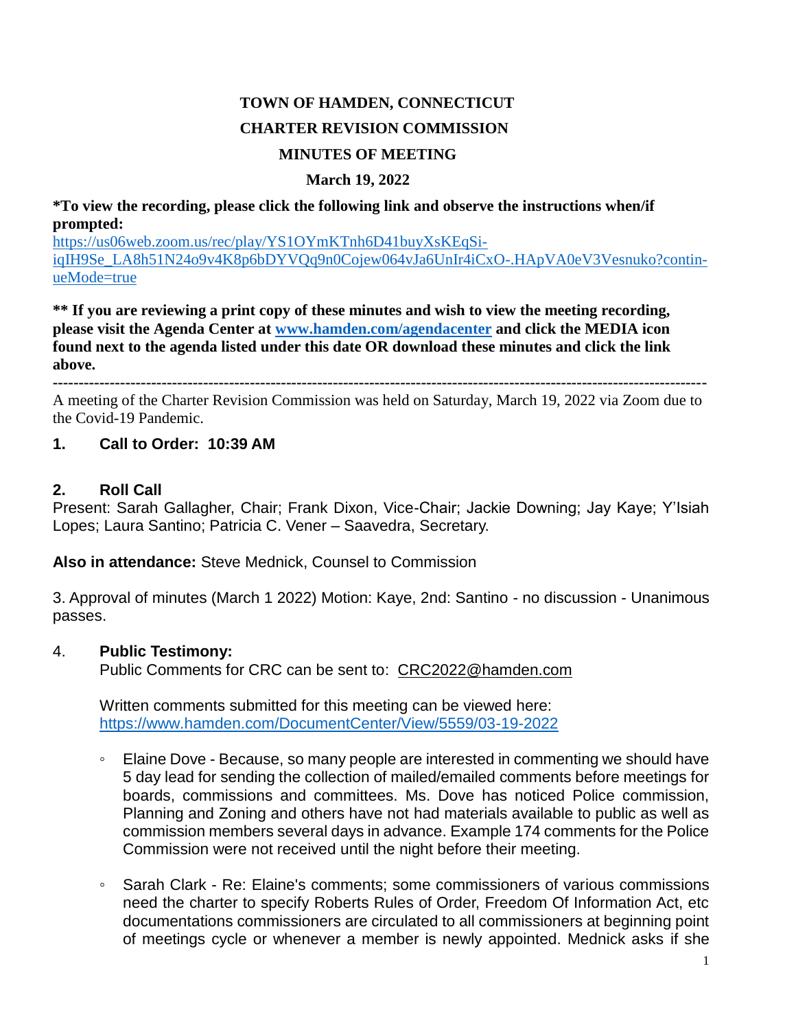**TOWN OF HAMDEN, CONNECTICUT**

**CHARTER REVISION COMMISSION**

**MINUTES OF MEETING**

**March 19, 2022**

**\*To view the recording, please click the following link and observe the instructions when/if prompted:**
https://us06web.zoom.us/rec/play/YS1OYmKTnh6D41buyXsKEqSi-iqIH9Se_LA8h51N24o9v4K8p6bDYVQq9n0Cojew064vJa6UnIr4iCxO-.HApVA0eV3Vesnuko?continueMode=true

**\*\* If you are reviewing a print copy of these minutes and wish to view the meeting recording, please visit the Agenda Center at www.hamden.com/agendacenter and click the MEDIA icon found next to the agenda listed under this date OR download these minutes and click the link above.**

---

A meeting of the Charter Revision Commission was held on Saturday, March 19, 2022 via Zoom due to the Covid-19 Pandemic.

## 1. Call to Order: 10:39 AM

## 2. Roll Call

Present: Sarah Gallagher, Chair; Frank Dixon, Vice-Chair; Jackie Downing; Jay Kaye; Y'Isiah Lopes; Laura Santino; Patricia C. Vener – Saavedra, Secretary.

**Also in attendance:** Steve Mednick, Counsel to Commission

3. Approval of minutes (March 1 2022) Motion: Kaye, 2nd: Santino - no discussion - Unanimous passes.

4. **Public Testimony:**

Public Comments for CRC can be sent to: CRC2022@hamden.com

Written comments submitted for this meeting can be viewed here: https://www.hamden.com/DocumentCenter/View/5559/03-19-2022

- Elaine Dove - Because, so many people are interested in commenting we should have 5 day lead for sending the collection of mailed/emailed comments before meetings for boards, commissions and committees. Ms. Dove has noticed Police commission, Planning and Zoning and others have not had materials available to public as well as commission members several days in advance. Example 174 comments for the Police Commission were not received until the night before their meeting.

- Sarah Clark - Re: Elaine's comments; some commissioners of various commissions need the charter to specify Roberts Rules of Order, Freedom Of Information Act, etc documentations commissioners are circulated to all commissioners at beginning point of meetings cycle or whenever a member is newly appointed. Mednick asks if she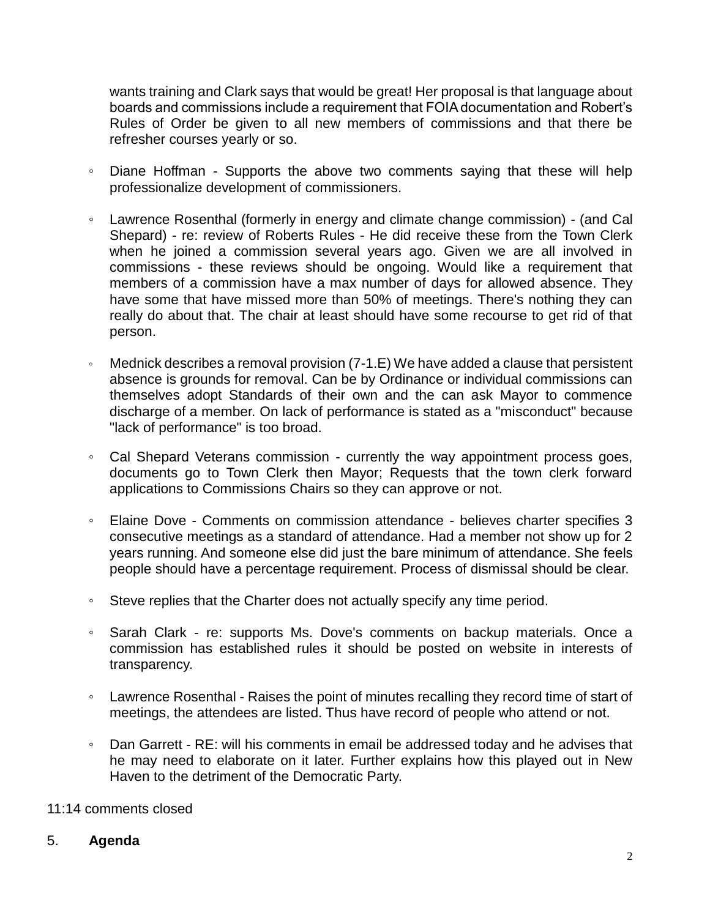wants training and Clark says that would be great! Her proposal is that language about boards and commissions include a requirement that FOIA documentation and Robert's Rules of Order be given to all new members of commissions and that there be refresher courses yearly or so.

- Diane Hoffman - Supports the above two comments saying that these will help professionalize development of commissioners.

- Lawrence Rosenthal (formerly in energy and climate change commission) - (and Cal Shepard) - re: review of Roberts Rules - He did receive these from the Town Clerk when he joined a commission several years ago. Given we are all involved in commissions - these reviews should be ongoing. Would like a requirement that members of a commission have a max number of days for allowed absence. They have some that have missed more than 50% of meetings. There's nothing they can really do about that. The chair at least should have some recourse to get rid of that person.

- Mednick describes a removal provision (7-1.E) We have added a clause that persistent absence is grounds for removal. Can be by Ordinance or individual commissions can themselves adopt Standards of their own and the can ask Mayor to commence discharge of a member. On lack of performance is stated as a "misconduct" because "lack of performance" is too broad.

- Cal Shepard Veterans commission - currently the way appointment process goes, documents go to Town Clerk then Mayor; Requests that the town clerk forward applications to Commissions Chairs so they can approve or not.

- Elaine Dove - Comments on commission attendance - believes charter specifies 3 consecutive meetings as a standard of attendance. Had a member not show up for 2 years running. And someone else did just the bare minimum of attendance. She feels people should have a percentage requirement. Process of dismissal should be clear.

- Steve replies that the Charter does not actually specify any time period.

- Sarah Clark - re: supports Ms. Dove's comments on backup materials. Once a commission has established rules it should be posted on website in interests of transparency.

- Lawrence Rosenthal - Raises the point of minutes recalling they record time of start of meetings, the attendees are listed. Thus have record of people who attend or not.

- Dan Garrett - RE: will his comments in email be addressed today and he advises that he may need to elaborate on it later. Further explains how this played out in New Haven to the detriment of the Democratic Party.

11:14 comments closed

5. **Agenda**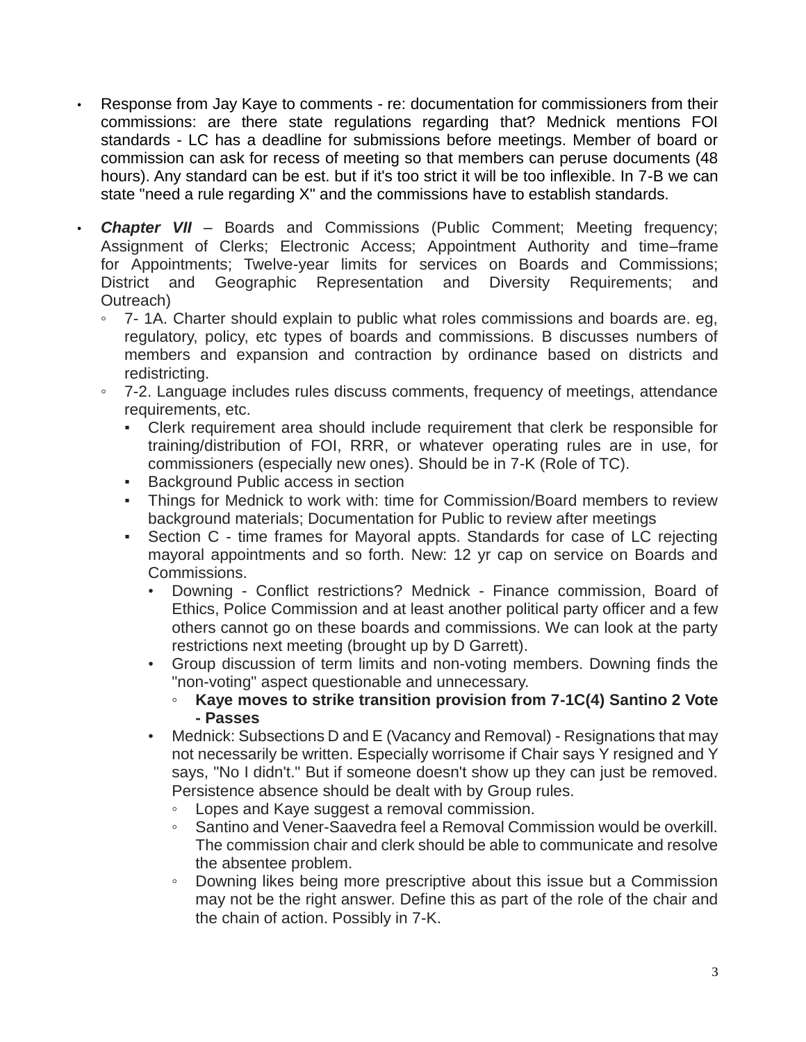- Response from Jay Kaye to comments - re: documentation for commissioners from their commissions: are there state regulations regarding that? Mednick mentions FOI standards - LC has a deadline for submissions before meetings. Member of board or commission can ask for recess of meeting so that members can peruse documents (48 hours). Any standard can be est. but if it's too strict it will be too inflexible. In 7-B we can state "need a rule regarding X" and the commissions have to establish standards.
- ***Chapter VII*** – Boards and Commissions (Public Comment; Meeting frequency; Assignment of Clerks; Electronic Access; Appointment Authority and time–frame for Appointments; Twelve-year limits for services on Boards and Commissions; District and Geographic Representation and Diversity Requirements; and Outreach)
  - 7- 1A. Charter should explain to public what roles commissions and boards are. eg, regulatory, policy, etc types of boards and commissions. B discusses numbers of members and expansion and contraction by ordinance based on districts and redistricting.
  - 7-2. Language includes rules discuss comments, frequency of meetings, attendance requirements, etc.
    - Clerk requirement area should include requirement that clerk be responsible for training/distribution of FOI, RRR, or whatever operating rules are in use, for commissioners (especially new ones). Should be in 7-K (Role of TC).
    - Background Public access in section
    - Things for Mednick to work with: time for Commission/Board members to review background materials; Documentation for Public to review after meetings
    - Section C - time frames for Mayoral appts. Standards for case of LC rejecting mayoral appointments and so forth. New: 12 yr cap on service on Boards and Commissions.
      - Downing - Conflict restrictions? Mednick - Finance commission, Board of Ethics, Police Commission and at least another political party officer and a few others cannot go on these boards and commissions. We can look at the party restrictions next meeting (brought up by D Garrett).
      - Group discussion of term limits and non-voting members. Downing finds the "non-voting" aspect questionable and unnecessary.
        - **Kaye moves to strike transition provision from 7-1C(4) Santino 2 Vote - Passes**
      - Mednick: Subsections D and E (Vacancy and Removal) - Resignations that may not necessarily be written. Especially worrisome if Chair says Y resigned and Y says, "No I didn't." But if someone doesn't show up they can just be removed. Persistence absence should be dealt with by Group rules.
        - Lopes and Kaye suggest a removal commission.
        - Santino and Vener-Saavedra feel a Removal Commission would be overkill. The commission chair and clerk should be able to communicate and resolve the absentee problem.
        - Downing likes being more prescriptive about this issue but a Commission may not be the right answer. Define this as part of the role of the chair and the chain of action. Possibly in 7-K.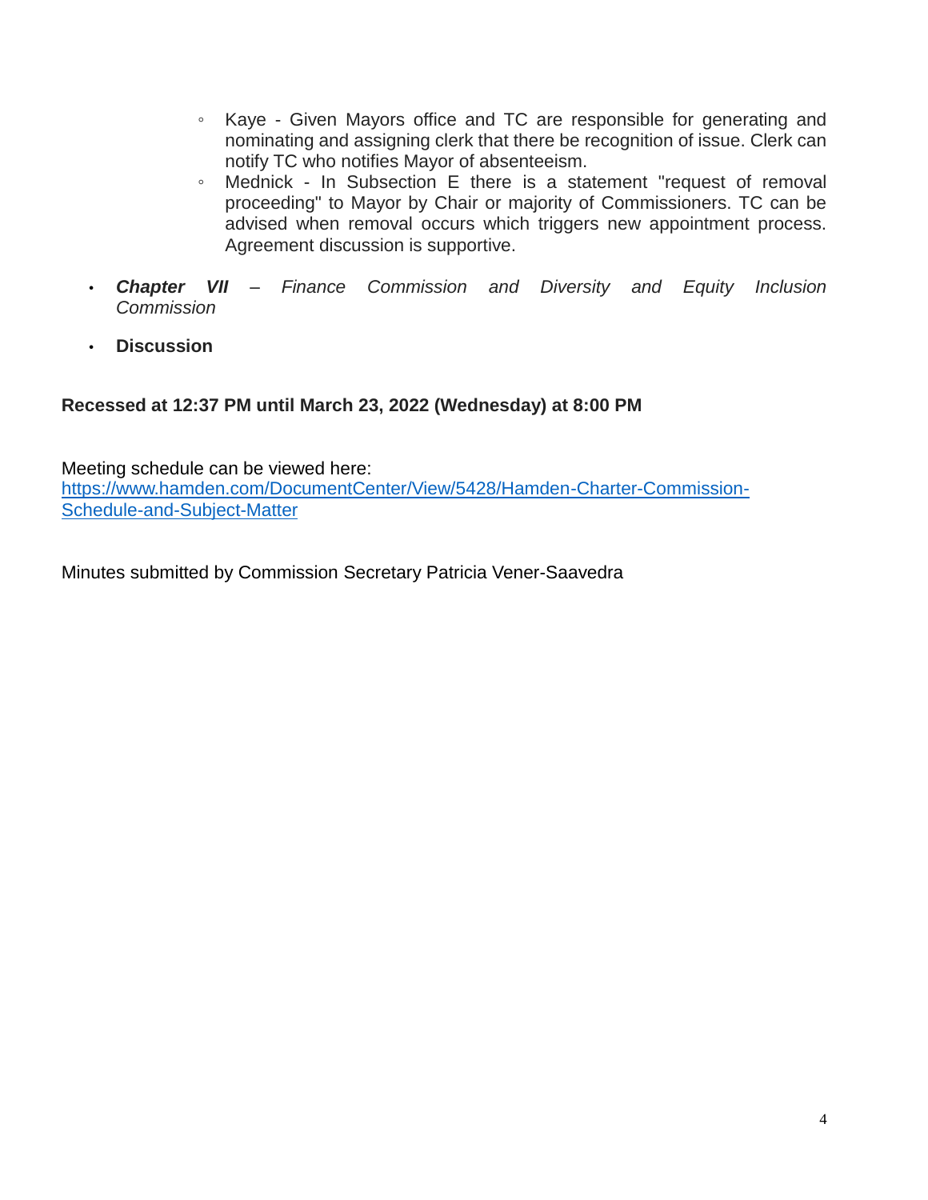- Kaye - Given Mayors office and TC are responsible for generating and nominating and assigning clerk that there be recognition of issue. Clerk can notify TC who notifies Mayor of absenteeism.
    - Mednick - In Subsection E there is a statement "request of removal proceeding" to Mayor by Chair or majority of Commissioners. TC can be advised when removal occurs which triggers new appointment process. Agreement discussion is supportive.

- ***Chapter VII*** *– Finance Commission and Diversity and Equity Inclusion Commission*
- **Discussion**

**Recessed at 12:37 PM until March 23, 2022 (Wednesday) at 8:00 PM**

Meeting schedule can be viewed here:
[https://www.hamden.com/DocumentCenter/View/5428/Hamden-Charter-Commission-Schedule-and-Subject-Matter](https://www.hamden.com/DocumentCenter/View/5428/Hamden-Charter-Commission-Schedule-and-Subject-Matter)

Minutes submitted by Commission Secretary Patricia Vener-Saavedra